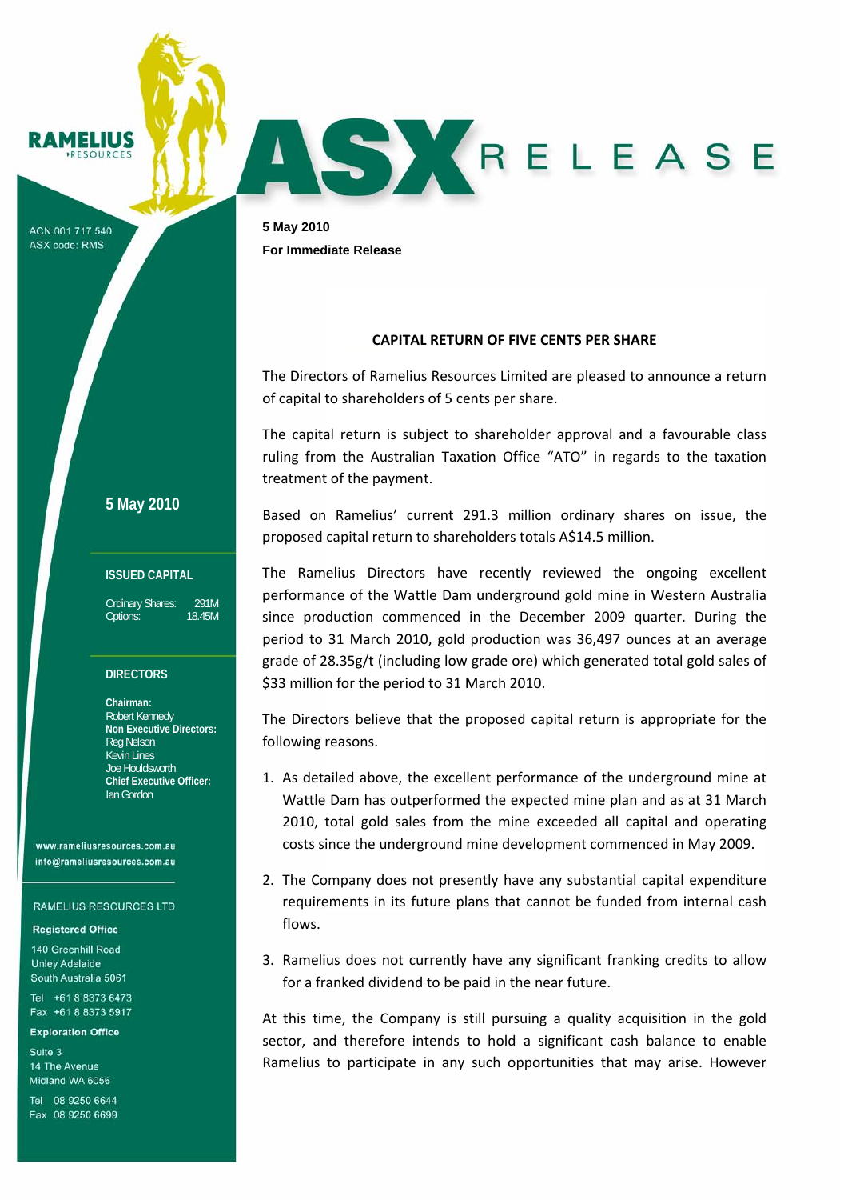RAMELIUS RESOURCES

ACN 001 717 540
ASX code: RMS

# ASX RELEASE

**5 May 2010**
**For Immediate Release**

**5 May 2010**

**ISSUED CAPITAL**

| | |
|---|---|
| Ordinary Shares: | 291M |
| Options: | 18.45M |

**DIRECTORS**

**Chairman:**
Robert Kennedy
**Non Executive Directors:**
Reg Nelson
Kevin Lines
Joe Houldsworth
**Chief Executive Officer:**
Ian Gordon

www.rameliusresources.com.au
info@rameliusresources.com.au

RAMELIUS RESOURCES LTD

**Registered Office**
140 Greenhill Road
Unley Adelaide
South Australia 5061
Tel +61 8 8373 6473
Fax +61 8 8373 5917

**Exploration Office**
Suite 3
14 The Avenue
Midland WA 6056
Tel 08 9250 6644
Fax 08 9250 6699

## CAPITAL RETURN OF FIVE CENTS PER SHARE

The Directors of Ramelius Resources Limited are pleased to announce a return of capital to shareholders of 5 cents per share.

The capital return is subject to shareholder approval and a favourable class ruling from the Australian Taxation Office "ATO" in regards to the taxation treatment of the payment.

Based on Ramelius' current 291.3 million ordinary shares on issue, the proposed capital return to shareholders totals A$14.5 million.

The Ramelius Directors have recently reviewed the ongoing excellent performance of the Wattle Dam underground gold mine in Western Australia since production commenced in the December 2009 quarter. During the period to 31 March 2010, gold production was 36,497 ounces at an average grade of 28.35g/t (including low grade ore) which generated total gold sales of $33 million for the period to 31 March 2010.

The Directors believe that the proposed capital return is appropriate for the following reasons.

1. As detailed above, the excellent performance of the underground mine at Wattle Dam has outperformed the expected mine plan and as at 31 March 2010, total gold sales from the mine exceeded all capital and operating costs since the underground mine development commenced in May 2009.

2. The Company does not presently have any substantial capital expenditure requirements in its future plans that cannot be funded from internal cash flows.

3. Ramelius does not currently have any significant franking credits to allow for a franked dividend to be paid in the near future.

At this time, the Company is still pursuing a quality acquisition in the gold sector, and therefore intends to hold a significant cash balance to enable Ramelius to participate in any such opportunities that may arise. However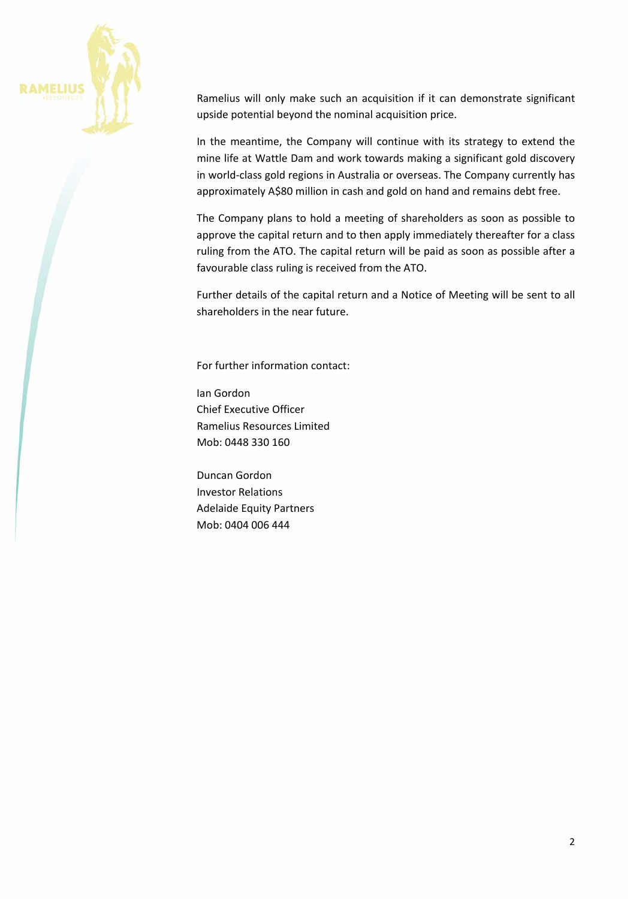Ramelius will only make such an acquisition if it can demonstrate significant upside potential beyond the nominal acquisition price.

In the meantime, the Company will continue with its strategy to extend the mine life at Wattle Dam and work towards making a significant gold discovery in world-class gold regions in Australia or overseas. The Company currently has approximately A$80 million in cash and gold on hand and remains debt free.

The Company plans to hold a meeting of shareholders as soon as possible to approve the capital return and to then apply immediately thereafter for a class ruling from the ATO. The capital return will be paid as soon as possible after a favourable class ruling is received from the ATO.

Further details of the capital return and a Notice of Meeting will be sent to all shareholders in the near future.

For further information contact:

Ian Gordon  
Chief Executive Officer  
Ramelius Resources Limited  
Mob: 0448 330 160

Duncan Gordon  
Investor Relations  
Adelaide Equity Partners  
Mob: 0404 006 444